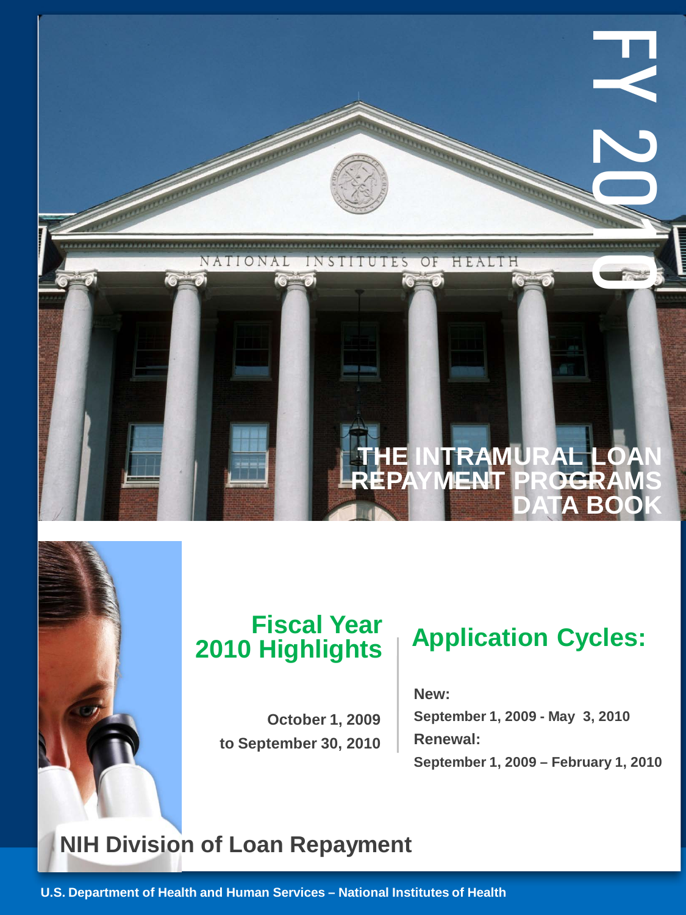# FY 2010

# THE INTRAMURAL LOAN REPAYMENT PROGRAMS DATA BOOK

## Fiscal Year 2010 Highlights

**October 1, 2009 to September 30, 2010**

## Application Cycles:

**New:**

**September 1, 2009 - May 3, 2010**

**Renewal:**

**September 1, 2009 – February 1, 2010**

## NIH Division of Loan Repayment

**U.S. Department of Health and Human Services – National Institutes of Health**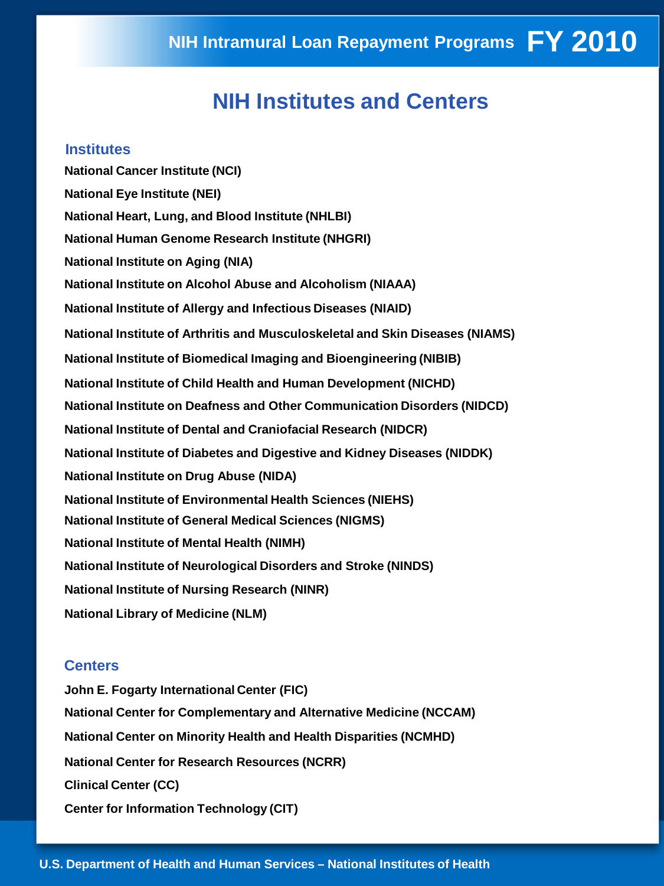# NIH Institutes and Centers

## Institutes

**National Cancer Institute (NCI)**

**National Eye Institute (NEI)**

**National Heart, Lung, and Blood Institute (NHLBI)**

**National Human Genome Research Institute (NHGRI)**

**National Institute on Aging (NIA)**

**National Institute on Alcohol Abuse and Alcoholism (NIAAA)**

**National Institute of Allergy and Infectious Diseases (NIAID)**

**National Institute of Arthritis and Musculoskeletal and Skin Diseases (NIAMS)**

**National Institute of Biomedical Imaging and Bioengineering (NIBIB)**

**National Institute of Child Health and Human Development (NICHD)**

**National Institute on Deafness and Other Communication Disorders (NIDCD)**

**National Institute of Dental and Craniofacial Research (NIDCR)**

**National Institute of Diabetes and Digestive and Kidney Diseases (NIDDK)**

**National Institute on Drug Abuse (NIDA)**

**National Institute of Environmental Health Sciences (NIEHS)**

**National Institute of General Medical Sciences (NIGMS)**

**National Institute of Mental Health (NIMH)**

**National Institute of Neurological Disorders and Stroke (NINDS)**

**National Institute of Nursing Research (NINR)**

**National Library of Medicine (NLM)**

## Centers

**John E. Fogarty International Center (FIC)**

**National Center for Complementary and Alternative Medicine (NCCAM)**

**National Center on Minority Health and Health Disparities (NCMHD)**

**National Center for Research Resources (NCRR)**

**Clinical Center (CC)**

**Center for Information Technology (CIT)**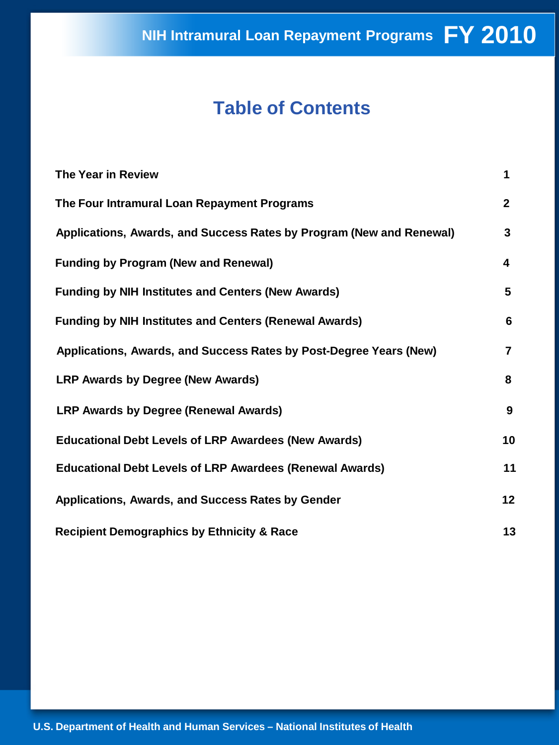# Table of Contents

| | |
|---|---|
| **The Year in Review** | **1** |
| **The Four Intramural Loan Repayment Programs** | **2** |
| **Applications, Awards, and Success Rates by Program (New and Renewal)** | **3** |
| **Funding by Program (New and Renewal)** | **4** |
| **Funding by NIH Institutes and Centers (New Awards)** | **5** |
| **Funding by NIH Institutes and Centers (Renewal Awards)** | **6** |
| **Applications, Awards, and Success Rates by Post-Degree Years (New)** | **7** |
| **LRP Awards by Degree (New Awards)** | **8** |
| **LRP Awards by Degree (Renewal Awards)** | **9** |
| **Educational Debt Levels of LRP Awardees (New Awards)** | **10** |
| **Educational Debt Levels of LRP Awardees (Renewal Awards)** | **11** |
| **Applications, Awards, and Success Rates by Gender** | **12** |
| **Recipient Demographics by Ethnicity & Race** | **13** |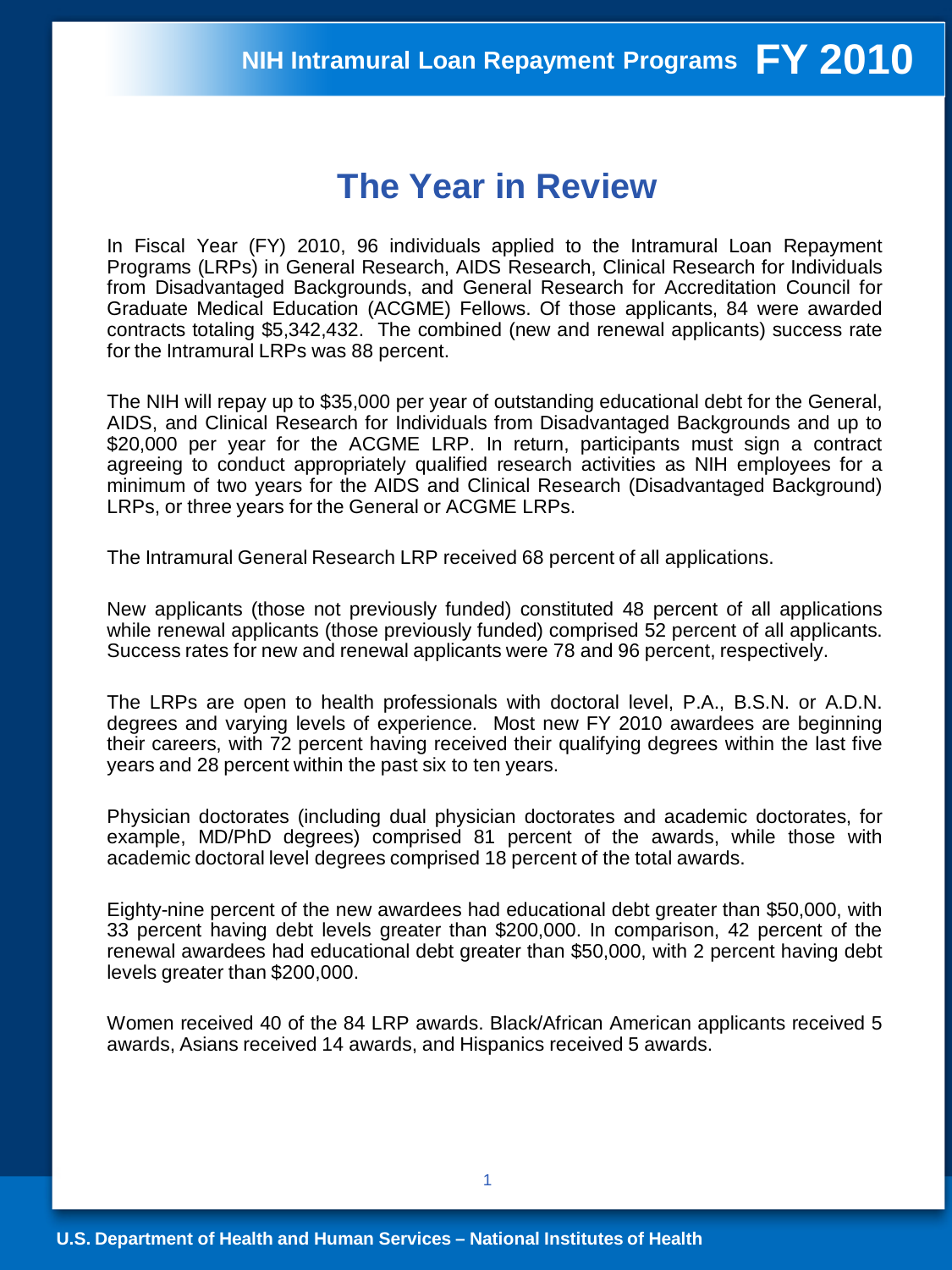# The Year in Review

In Fiscal Year (FY) 2010, 96 individuals applied to the Intramural Loan Repayment Programs (LRPs) in General Research, AIDS Research, Clinical Research for Individuals from Disadvantaged Backgrounds, and General Research for Accreditation Council for Graduate Medical Education (ACGME) Fellows. Of those applicants, 84 were awarded contracts totaling $5,342,432. The combined (new and renewal applicants) success rate for the Intramural LRPs was 88 percent.

The NIH will repay up to $35,000 per year of outstanding educational debt for the General, AIDS, and Clinical Research for Individuals from Disadvantaged Backgrounds and up to $20,000 per year for the ACGME LRP. In return, participants must sign a contract agreeing to conduct appropriately qualified research activities as NIH employees for a minimum of two years for the AIDS and Clinical Research (Disadvantaged Background) LRPs, or three years for the General or ACGME LRPs.

The Intramural General Research LRP received 68 percent of all applications.

New applicants (those not previously funded) constituted 48 percent of all applications while renewal applicants (those previously funded) comprised 52 percent of all applicants. Success rates for new and renewal applicants were 78 and 96 percent, respectively.

The LRPs are open to health professionals with doctoral level, P.A., B.S.N. or A.D.N. degrees and varying levels of experience. Most new FY 2010 awardees are beginning their careers, with 72 percent having received their qualifying degrees within the last five years and 28 percent within the past six to ten years.

Physician doctorates (including dual physician doctorates and academic doctorates, for example, MD/PhD degrees) comprised 81 percent of the awards, while those with academic doctoral level degrees comprised 18 percent of the total awards.

Eighty-nine percent of the new awardees had educational debt greater than $50,000, with 33 percent having debt levels greater than $200,000. In comparison, 42 percent of the renewal awardees had educational debt greater than $50,000, with 2 percent having debt levels greater than $200,000.

Women received 40 of the 84 LRP awards. Black/African American applicants received 5 awards, Asians received 14 awards, and Hispanics received 5 awards.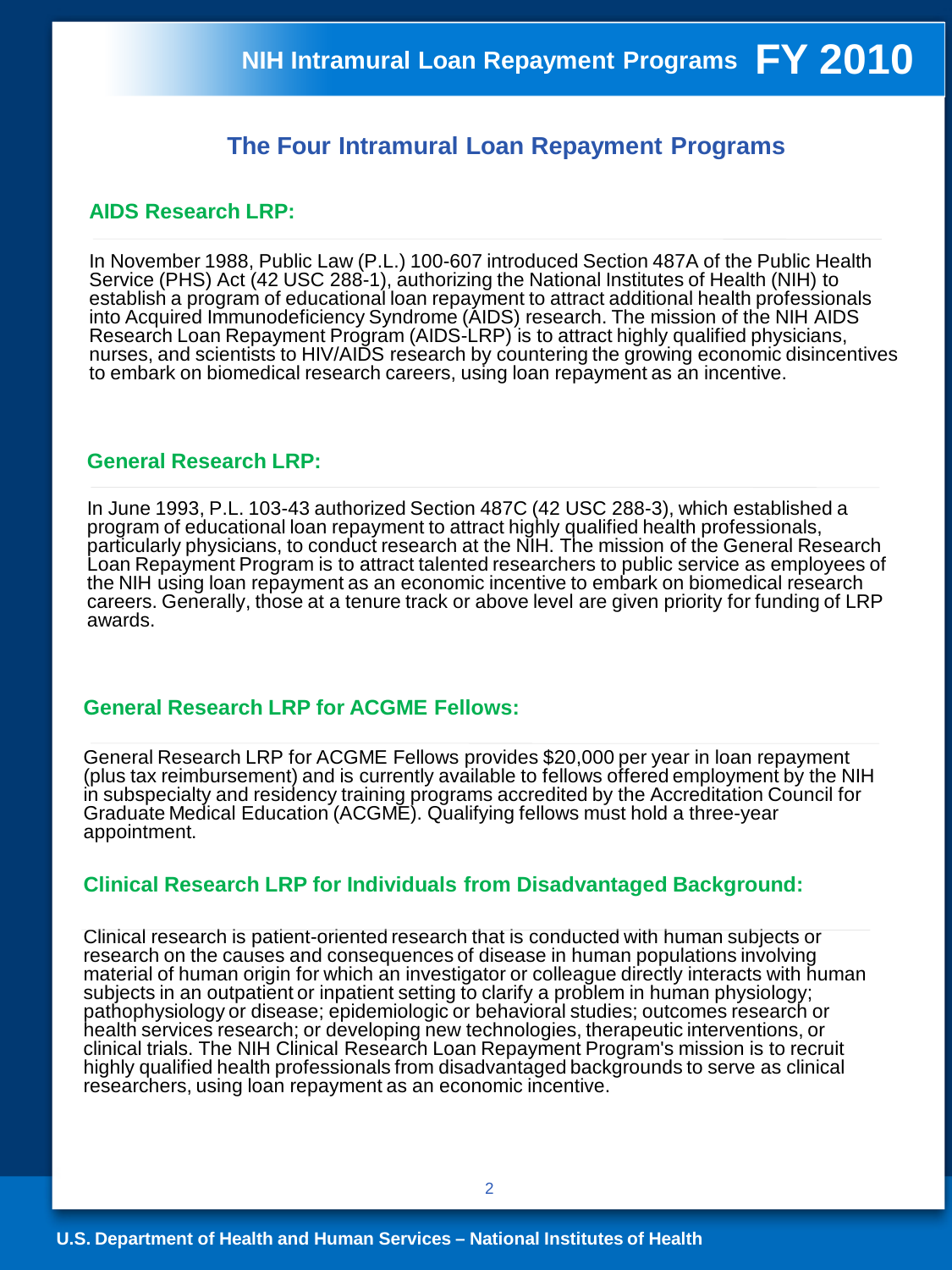# The Four Intramural Loan Repayment Programs

## AIDS Research LRP:

In November 1988, Public Law (P.L.) 100-607 introduced Section 487A of the Public Health Service (PHS) Act (42 USC 288-1), authorizing the National Institutes of Health (NIH) to establish a program of educational loan repayment to attract additional health professionals into Acquired Immunodeficiency Syndrome (AIDS) research. The mission of the NIH AIDS Research Loan Repayment Program (AIDS-LRP) is to attract highly qualified physicians, nurses, and scientists to HIV/AIDS research by countering the growing economic disincentives to embark on biomedical research careers, using loan repayment as an incentive.

## General Research LRP:

In June 1993, P.L. 103-43 authorized Section 487C (42 USC 288-3), which established a program of educational loan repayment to attract highly qualified health professionals, particularly physicians, to conduct research at the NIH. The mission of the General Research Loan Repayment Program is to attract talented researchers to public service as employees of the NIH using loan repayment as an economic incentive to embark on biomedical research careers. Generally, those at a tenure track or above level are given priority for funding of LRP awards.

## General Research LRP for ACGME Fellows:

General Research LRP for ACGME Fellows provides $20,000 per year in loan repayment (plus tax reimbursement) and is currently available to fellows offered employment by the NIH in subspecialty and residency training programs accredited by the Accreditation Council for Graduate Medical Education (ACGME). Qualifying fellows must hold a three-year appointment.

## Clinical Research LRP for Individuals from Disadvantaged Background:

Clinical research is patient-oriented research that is conducted with human subjects or research on the causes and consequences of disease in human populations involving material of human origin for which an investigator or colleague directly interacts with human subjects in an outpatient or inpatient setting to clarify a problem in human physiology; pathophysiology or disease; epidemiologic or behavioral studies; outcomes research or health services research; or developing new technologies, therapeutic interventions, or clinical trials. The NIH Clinical Research Loan Repayment Program's mission is to recruit highly qualified health professionals from disadvantaged backgrounds to serve as clinical researchers, using loan repayment as an economic incentive.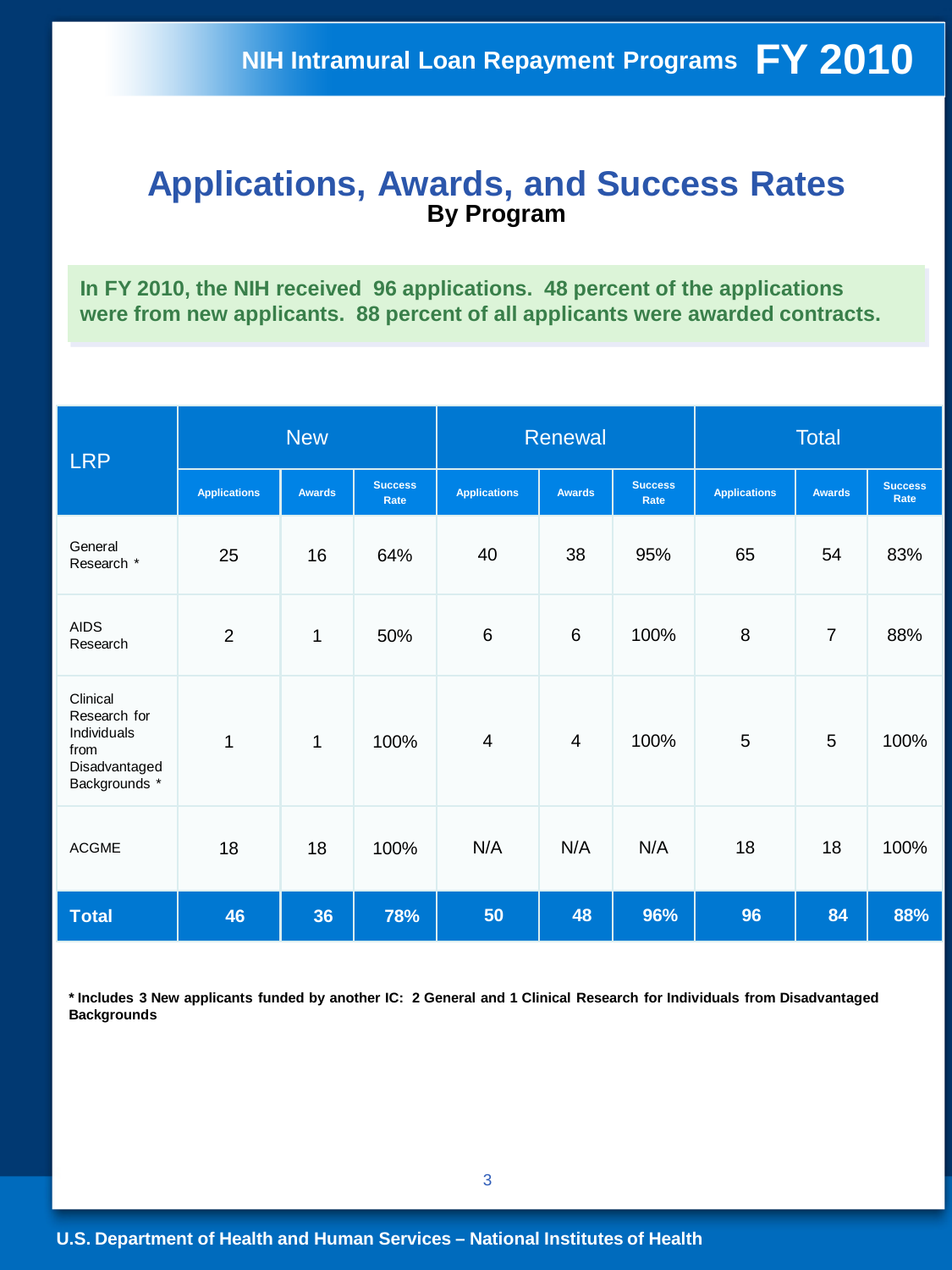# Applications, Awards, and Success Rates

## By Program

**In FY 2010, the NIH received 96 applications. 48 percent of the applications were from new applicants. 88 percent of all applicants were awarded contracts.**

| LRP | New | | | Renewal | | | Total | | |
|---|---|---|---|---|---|---|---|---|---|
| | Applications | Awards | Success Rate | Applications | Awards | Success Rate | Applications | Awards | Success Rate |
| General Research * | 25 | 16 | 64% | 40 | 38 | 95% | 65 | 54 | 83% |
| AIDS Research | 2 | 1 | 50% | 6 | 6 | 100% | 8 | 7 | 88% |
| Clinical Research for Individuals from Disadvantaged Backgrounds * | 1 | 1 | 100% | 4 | 4 | 100% | 5 | 5 | 100% |
| ACGME | 18 | 18 | 100% | N/A | N/A | N/A | 18 | 18 | 100% |
| **Total** | **46** | **36** | **78%** | **50** | **48** | **96%** | **96** | **84** | **88%** |

**\* Includes 3 New applicants funded by another IC: 2 General and 1 Clinical Research for Individuals from Disadvantaged Backgrounds**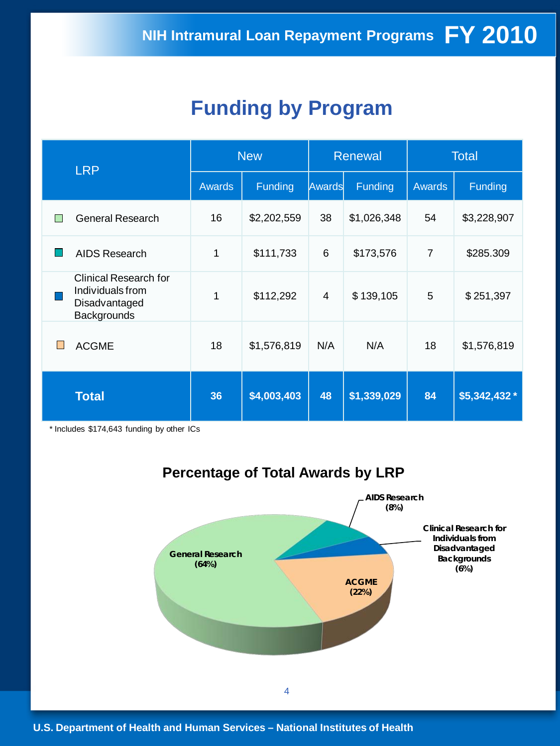# Funding by Program

| LRP | New | | Renewal | | Total | |
|---|---|---|---|---|---|---|
| | Awards | Funding | Awards | Funding | Awards | Funding |
| General Research | 16 | $2,202,559 | 38 | $1,026,348 | 54 | $3,228,907 |
| AIDS Research | 1 | $111,733 | 6 | $173,576 | 7 | $285.309 |
| Clinical Research for Individuals from Disadvantaged Backgrounds | 1 | $112,292 | 4 | $ 139,105 | 5 | $ 251,397 |
| ACGME | 18 | $1,576,819 | N/A | N/A | 18 | $1,576,819 |
| **Total** | **36** | **$4,003,403** | **48** | **$1,339,029** | **84** | **$5,342,432 *** |

* Includes $174,643 funding by other ICs

## Percentage of Total Awards by LRP

- General Research (64%)
- AIDS Research (8%)
- Clinical Research for Individuals from Disadvantaged Backgrounds (6%)
- ACGME (22%)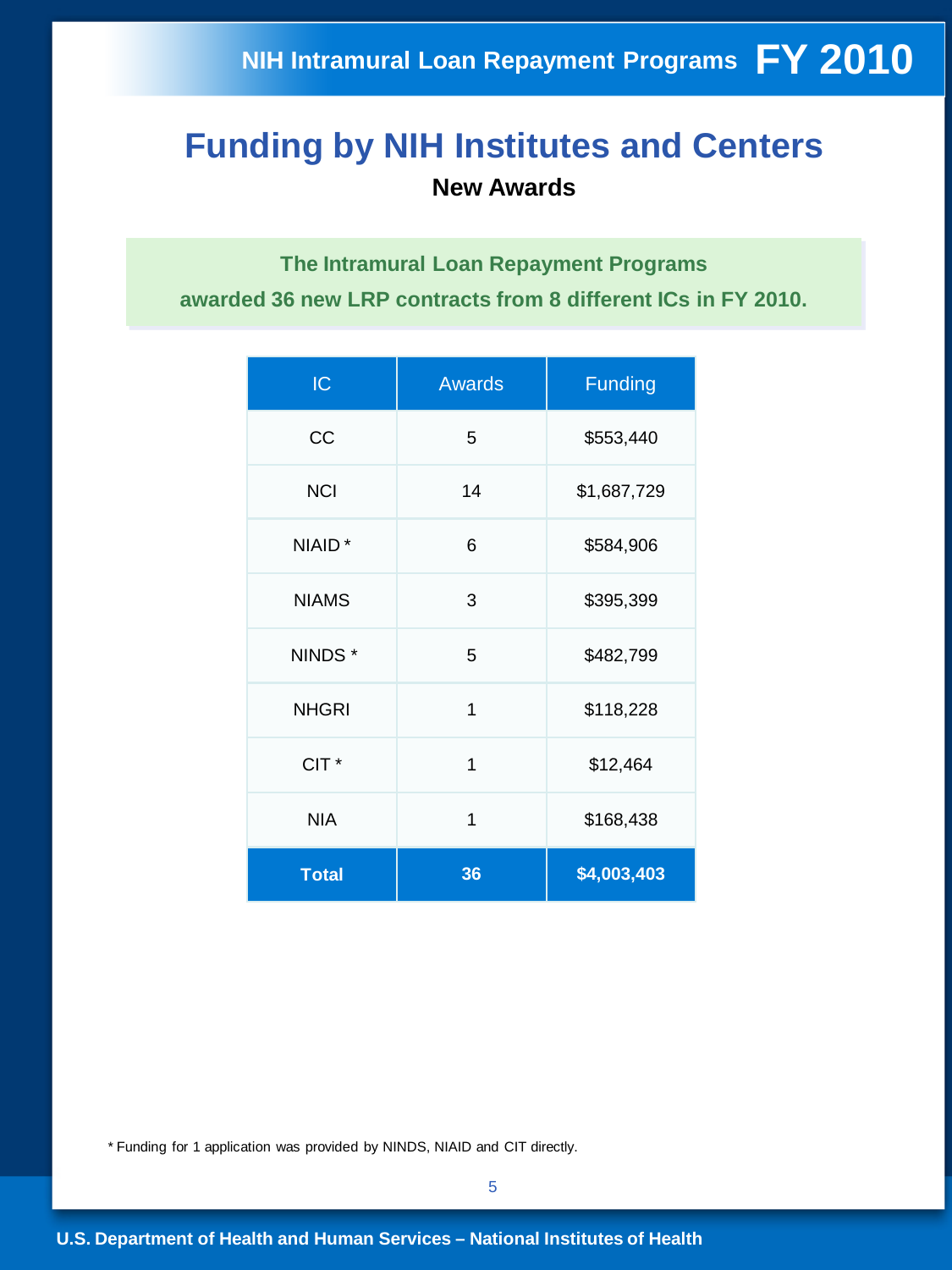# Funding by NIH Institutes and Centers

**New Awards**

**The Intramural Loan Repayment Programs awarded 36 new LRP contracts from 8 different ICs in FY 2010.**

| IC | Awards | Funding |
|---|---|---|
| CC | 5 | $553,440 |
| NCI | 14 | $1,687,729 |
| NIAID * | 6 | $584,906 |
| NIAMS | 3 | $395,399 |
| NINDS * | 5 | $482,799 |
| NHGRI | 1 | $118,228 |
| CIT * | 1 | $12,464 |
| NIA | 1 | $168,438 |
| **Total** | **36** | **$4,003,403** |

* Funding for 1 application was provided by NINDS, NIAID and CIT directly.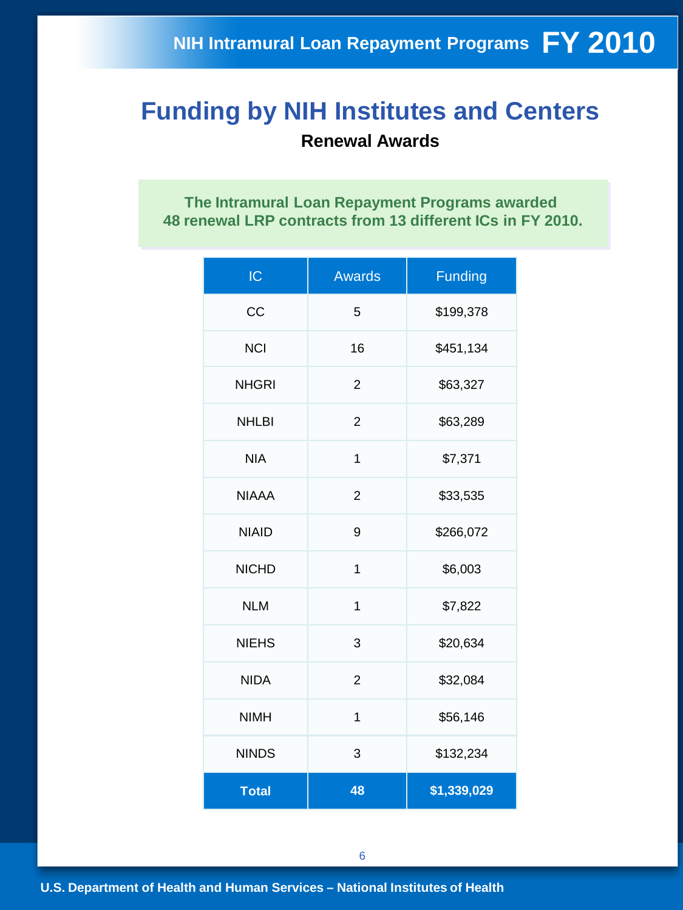# Funding by NIH Institutes and Centers

## Renewal Awards

**The Intramural Loan Repayment Programs awarded 48 renewal LRP contracts from 13 different ICs in FY 2010.**

| IC | Awards | Funding |
|---|---|---|
| CC | 5 | $199,378 |
| NCI | 16 | $451,134 |
| NHGRI | 2 | $63,327 |
| NHLBI | 2 | $63,289 |
| NIA | 1 | $7,371 |
| NIAAA | 2 | $33,535 |
| NIAID | 9 | $266,072 |
| NICHD | 1 | $6,003 |
| NLM | 1 | $7,822 |
| NIEHS | 3 | $20,634 |
| NIDA | 2 | $32,084 |
| NIMH | 1 | $56,146 |
| NINDS | 3 | $132,234 |
| **Total** | **48** | **$1,339,029** |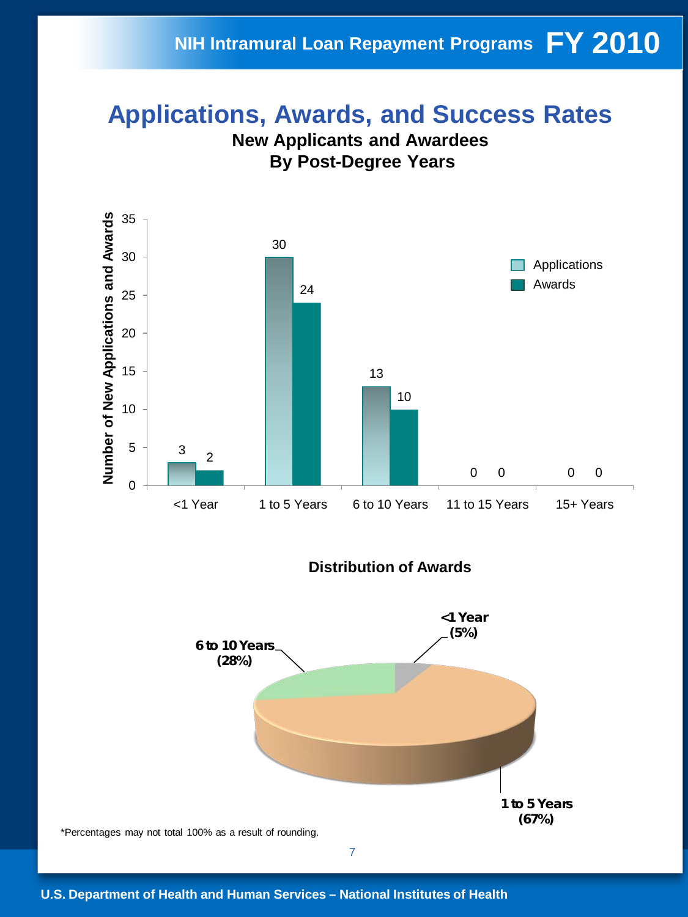# Applications, Awards, and Success Rates

## New Applicants and Awardees By Post-Degree Years

| Post-Degree Years | Applications | Awards |
|---|---|---|
| <1 Year | 3 | 2 |
| 1 to 5 Years | 30 | 24 |
| 6 to 10 Years | 13 | 10 |
| 11 to 15 Years | 0 | 0 |
| 15+ Years | 0 | 0 |

## Distribution of Awards

| Post-Degree Years | Percentage |
|---|---|
| <1 Year | 5% |
| 1 to 5 Years | 67% |
| 6 to 10 Years | 28% |

*Percentages may not total 100% as a result of rounding.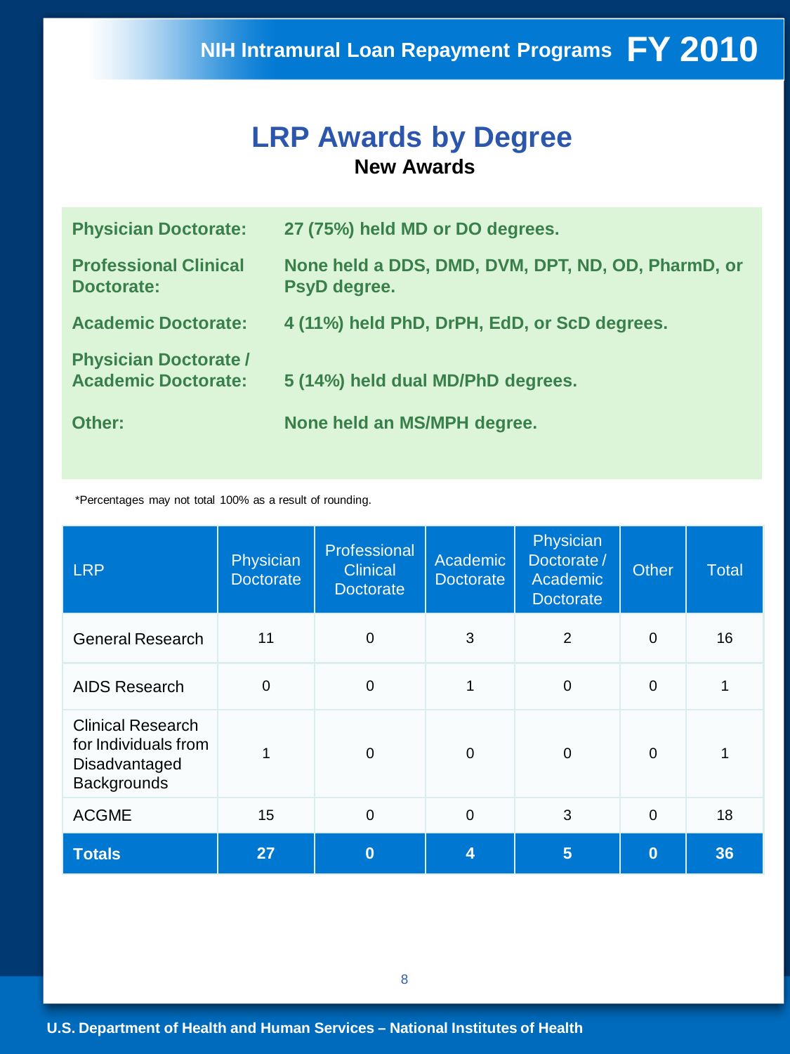# LRP Awards by Degree

**New Awards**

**Physician Doctorate:** 27 (75%) held MD or DO degrees.

**Professional Clinical Doctorate:** None held a DDS, DMD, DVM, DPT, ND, OD, PharmD, or PsyD degree.

**Academic Doctorate:** 4 (11%) held PhD, DrPH, EdD, or ScD degrees.

**Physician Doctorate / Academic Doctorate:** 5 (14%) held dual MD/PhD degrees.

**Other:** None held an MS/MPH degree.

*Percentages may not total 100% as a result of rounding.

| LRP | Physician Doctorate | Professional Clinical Doctorate | Academic Doctorate | Physician Doctorate / Academic Doctorate | Other | Total |
|---|---|---|---|---|---|---|
| General Research | 11 | 0 | 3 | 2 | 0 | 16 |
| AIDS Research | 0 | 0 | 1 | 0 | 0 | 1 |
| Clinical Research for Individuals from Disadvantaged Backgrounds | 1 | 0 | 0 | 0 | 0 | 1 |
| ACGME | 15 | 0 | 0 | 3 | 0 | 18 |
| **Totals** | **27** | **0** | **4** | **5** | **0** | **36** |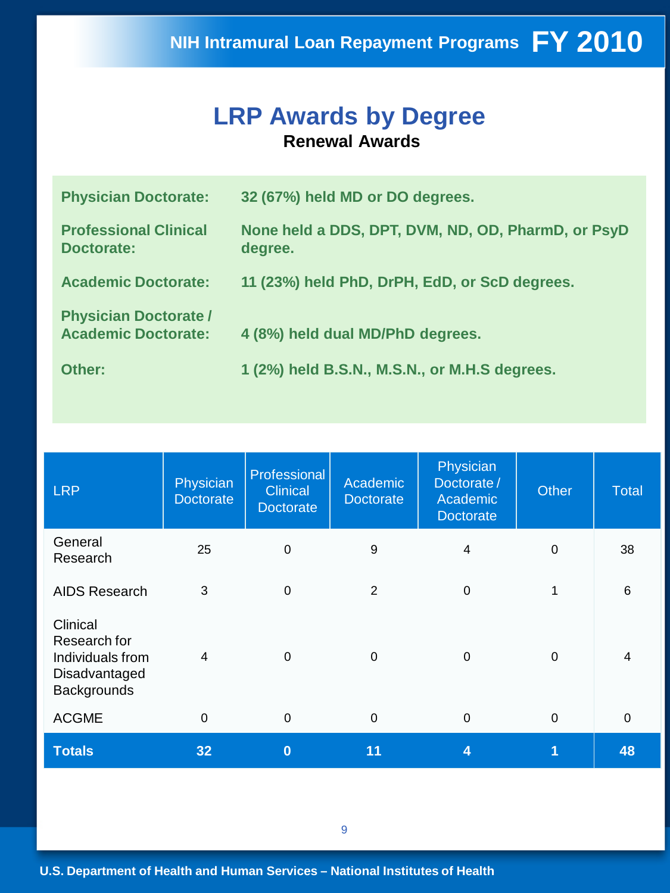# LRP Awards by Degree

**Renewal Awards**

**Physician Doctorate:** 32 (67%) held MD or DO degrees.

**Professional Clinical Doctorate:** None held a DDS, DPT, DVM, ND, OD, PharmD, or PsyD degree.

**Academic Doctorate:** 11 (23%) held PhD, DrPH, EdD, or ScD degrees.

**Physician Doctorate / Academic Doctorate:** 4 (8%) held dual MD/PhD degrees.

**Other:** 1 (2%) held B.S.N., M.S.N., or M.H.S degrees.

| LRP | Physician Doctorate | Professional Clinical Doctorate | Academic Doctorate | Physician Doctorate / Academic Doctorate | Other | Total |
|---|---|---|---|---|---|---|
| General Research | 25 | 0 | 9 | 4 | 0 | 38 |
| AIDS Research | 3 | 0 | 2 | 0 | 1 | 6 |
| Clinical Research for Individuals from Disadvantaged Backgrounds | 4 | 0 | 0 | 0 | 0 | 4 |
| ACGME | 0 | 0 | 0 | 0 | 0 | 0 |
| **Totals** | **32** | **0** | **11** | **4** | **1** | **48** |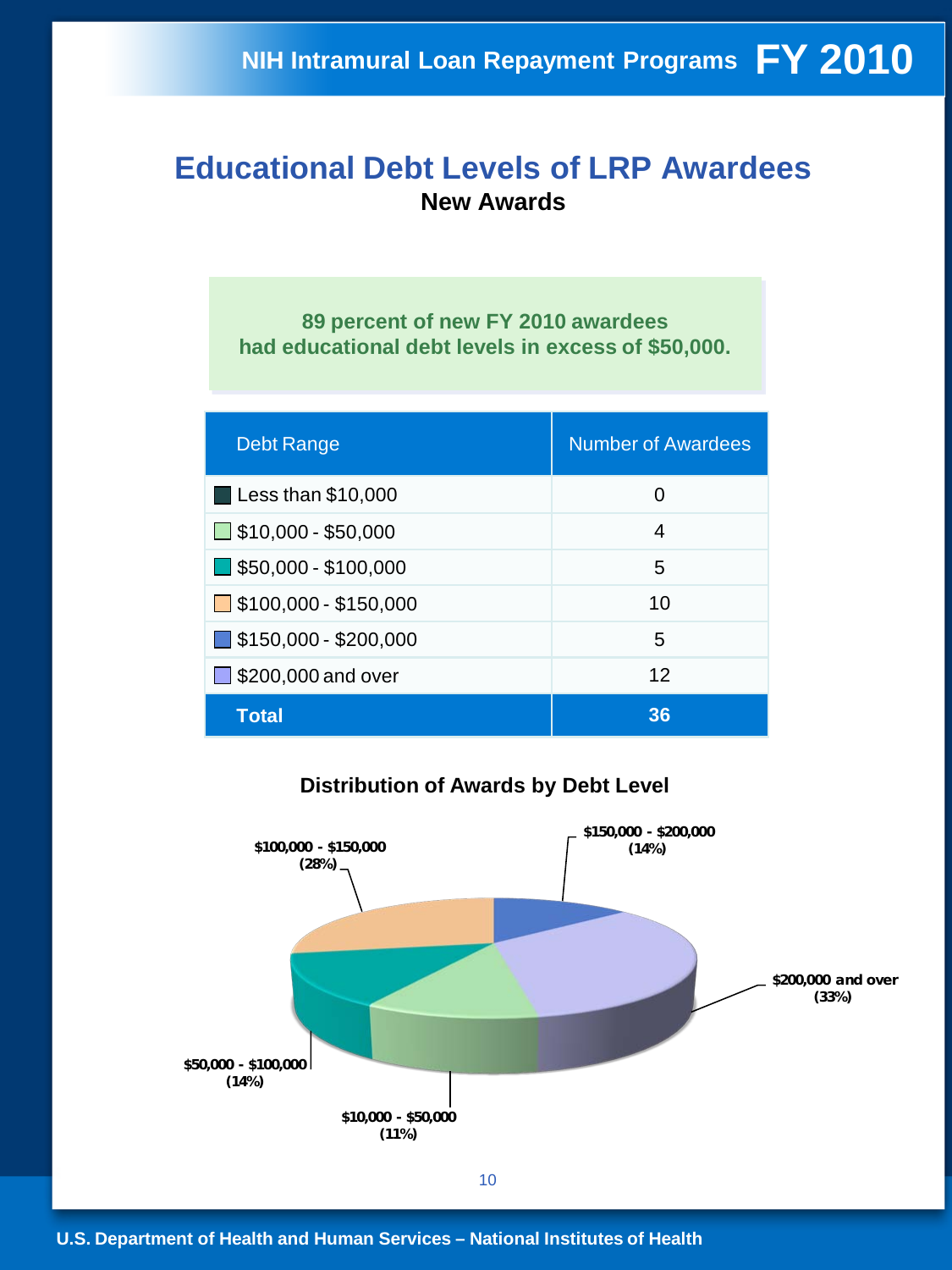# Educational Debt Levels of LRP Awardees

## New Awards

**89 percent of new FY 2010 awardees had educational debt levels in excess of $50,000.**

| Debt Range | Number of Awardees |
|---|---|
| Less than $10,000 | 0 |
| $10,000 - $50,000 | 4 |
| $50,000 - $100,000 | 5 |
| $100,000 - $150,000 | 10 |
| $150,000 - $200,000 | 5 |
| $200,000 and over | 12 |
| **Total** | **36** |

### Distribution of Awards by Debt Level

- $100,000 - $150,000 (28%)
- $150,000 - $200,000 (14%)
- $200,000 and over (33%)
- $50,000 - $100,000 (14%)
- $10,000 - $50,000 (11%)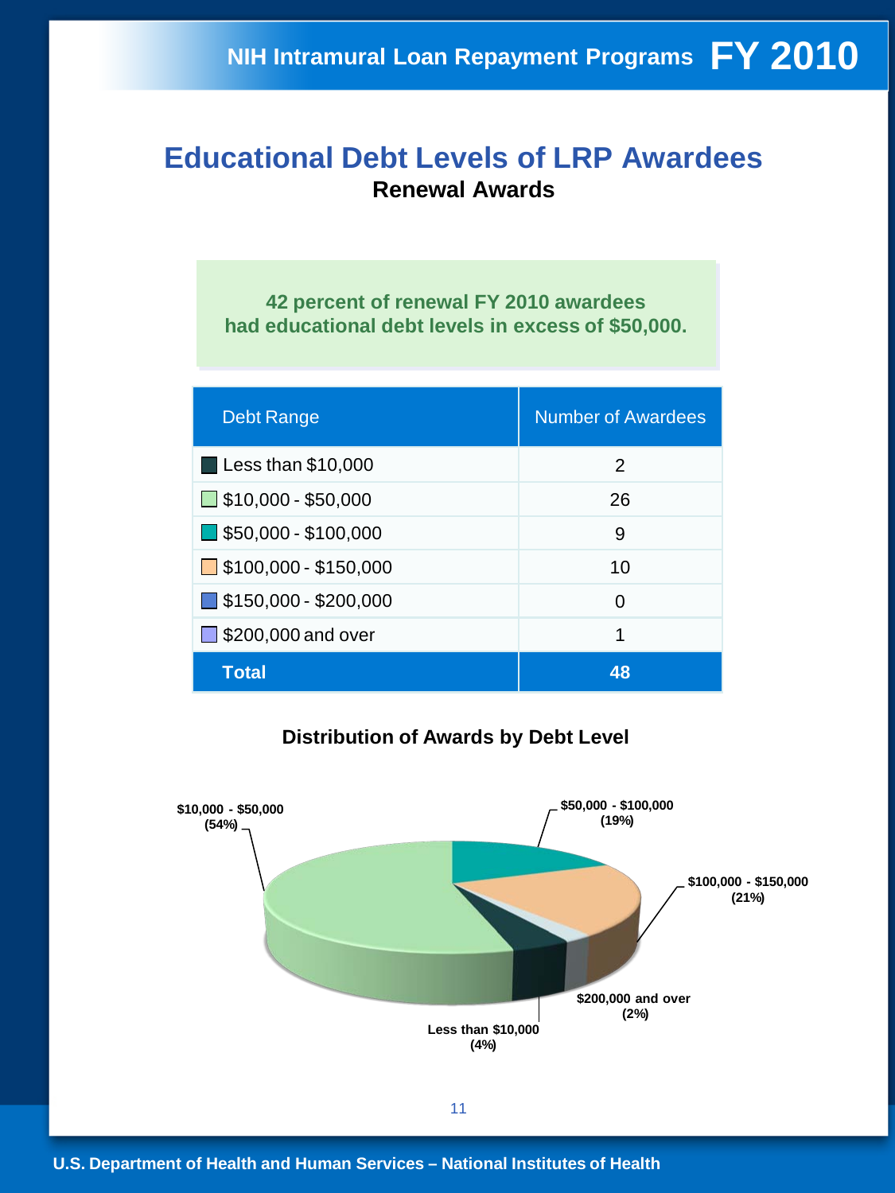# Educational Debt Levels of LRP Awardees

**Renewal Awards**

**42 percent of renewal FY 2010 awardees had educational debt levels in excess of $50,000.**

| Debt Range | Number of Awardees |
|---|---|
| Less than $10,000 | 2 |
| $10,000 - $50,000 | 26 |
| $50,000 - $100,000 | 9 |
| $100,000 - $150,000 | 10 |
| $150,000 - $200,000 | 0 |
| $200,000 and over | 1 |
| **Total** | **48** |

### Distribution of Awards by Debt Level

- $10,000 - $50,000 (54%)
- $50,000 - $100,000 (19%)
- $100,000 - $150,000 (21%)
- $200,000 and over (2%)
- Less than $10,000 (4%)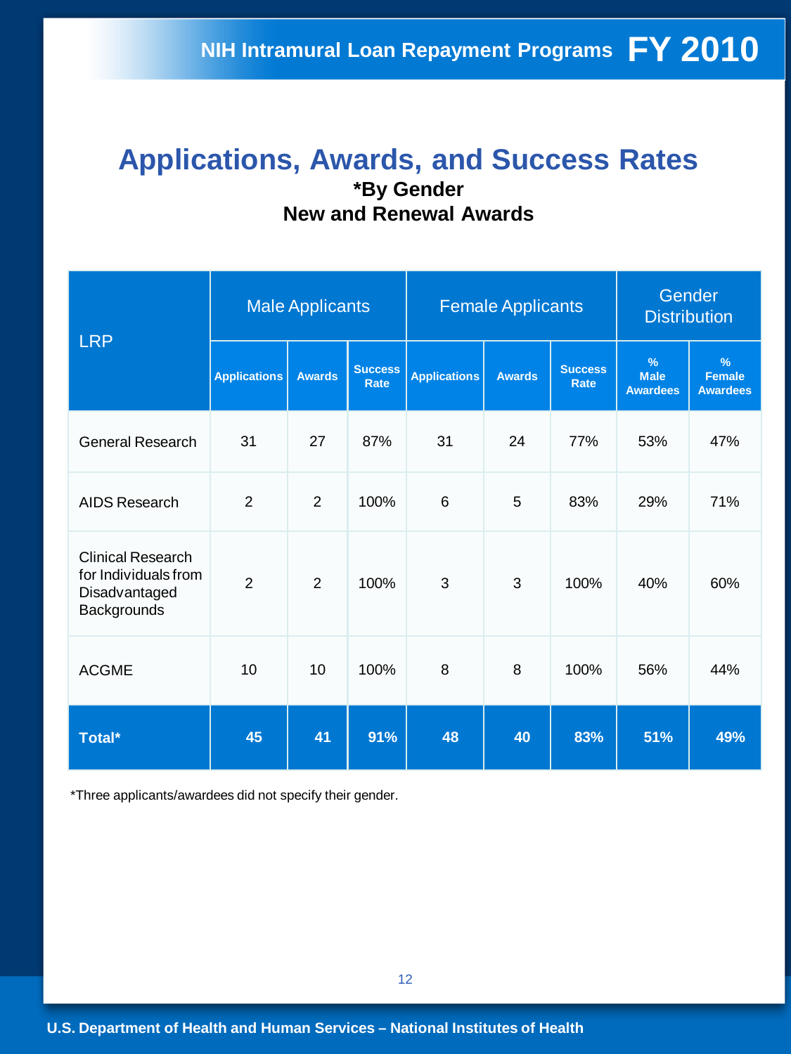# Applications, Awards, and Success Rates

**\*By Gender**

**New and Renewal Awards**

| LRP | Male Applicants | | | Female Applicants | | | Gender Distribution | |
|---|---|---|---|---|---|---|---|---|
| | Applications | Awards | Success Rate | Applications | Awards | Success Rate | % Male Awardees | % Female Awardees |
| General Research | 31 | 27 | 87% | 31 | 24 | 77% | 53% | 47% |
| AIDS Research | 2 | 2 | 100% | 6 | 5 | 83% | 29% | 71% |
| Clinical Research for Individuals from Disadvantaged Backgrounds | 2 | 2 | 100% | 3 | 3 | 100% | 40% | 60% |
| ACGME | 10 | 10 | 100% | 8 | 8 | 100% | 56% | 44% |
| **Total*** | **45** | **41** | **91%** | **48** | **40** | **83%** | **51%** | **49%** |

*Three applicants/awardees did not specify their gender.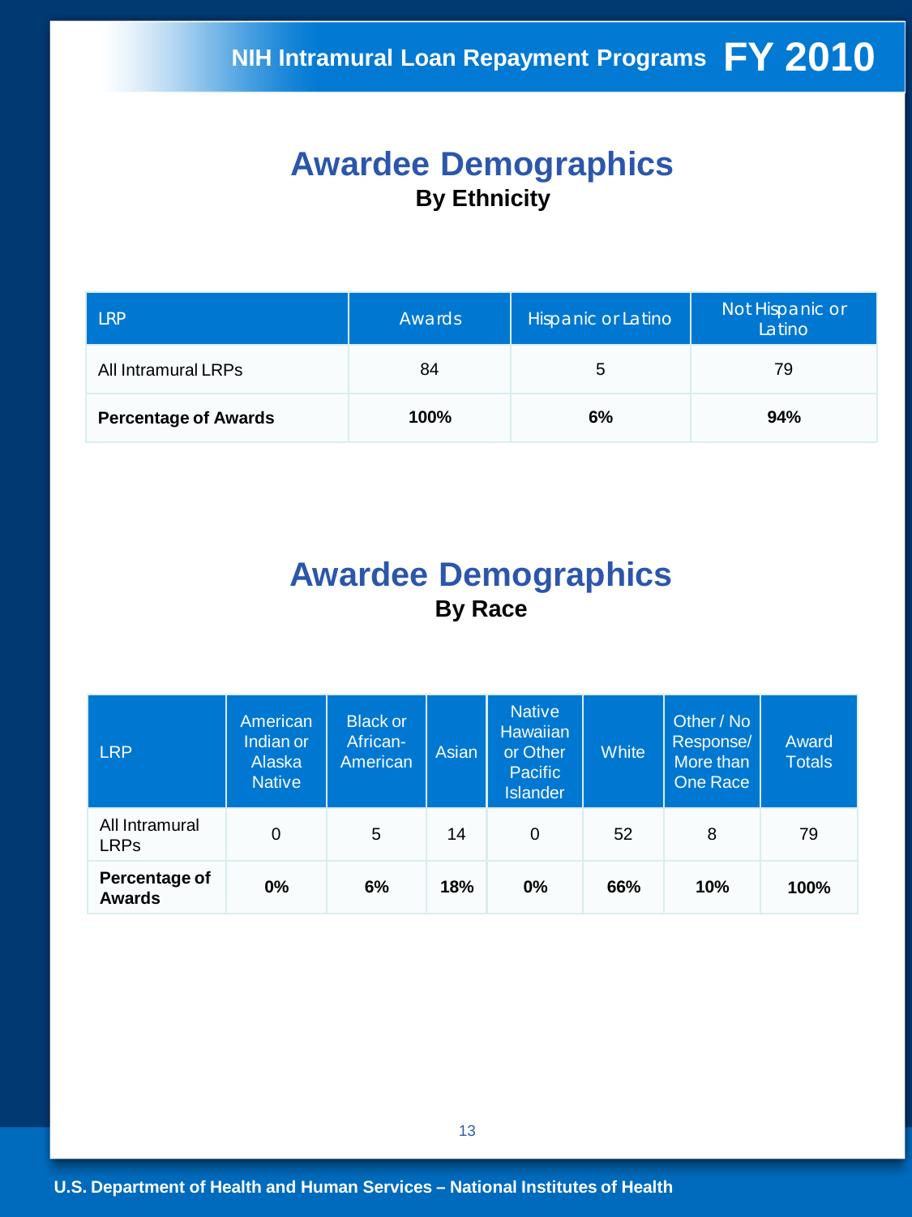# Awardee Demographics

**By Ethnicity**

| LRP | Awards | Hispanic or Latino | Not Hispanic or Latino |
|---|---|---|---|
| All Intramural LRPs | 84 | 5 | 79 |
| **Percentage of Awards** | **100%** | **6%** | **94%** |

# Awardee Demographics

**By Race**

| LRP | American Indian or Alaska Native | Black or African-American | Asian | Native Hawaiian or Other Pacific Islander | White | Other / No Response/ More than One Race | Award Totals |
|---|---|---|---|---|---|---|---|
| All Intramural LRPs | 0 | 5 | 14 | 0 | 52 | 8 | 79 |
| **Percentage of Awards** | **0%** | **6%** | **18%** | **0%** | **66%** | **10%** | **100%** |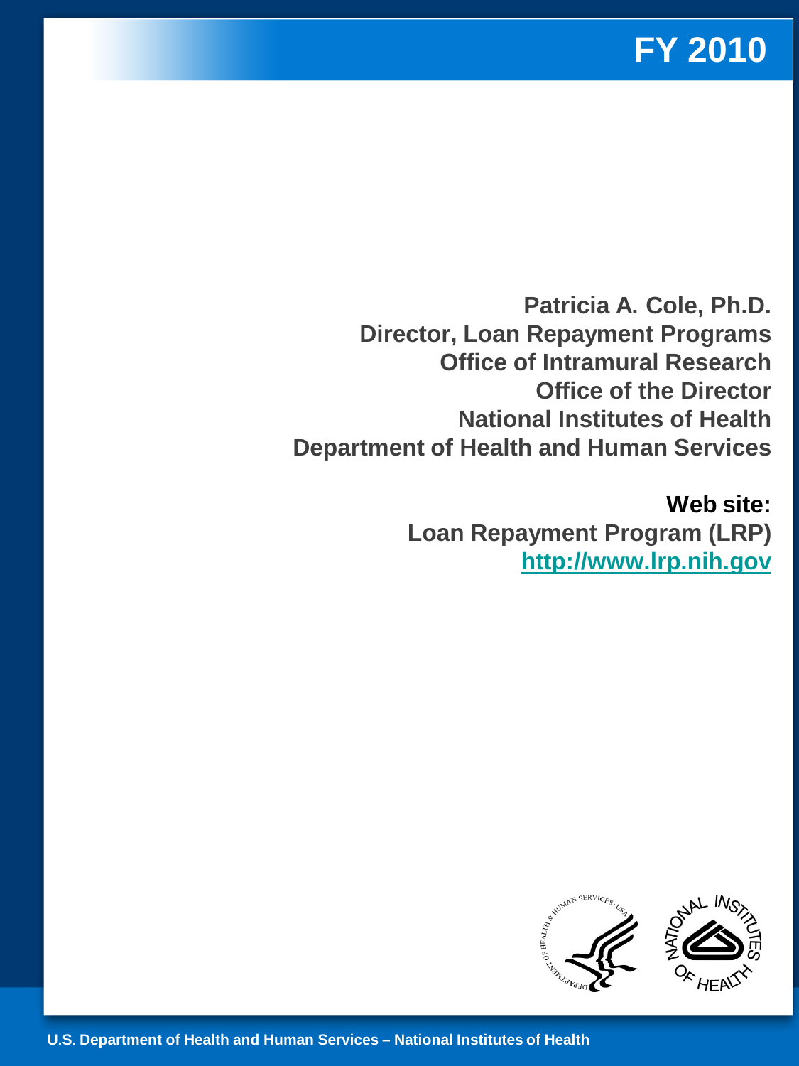FY 2010

**Patricia A. Cole, Ph.D.**
**Director, Loan Repayment Programs**
**Office of Intramural Research**
**Office of the Director**
**National Institutes of Health**
**Department of Health and Human Services**

**Web site:**
**Loan Repayment Program (LRP)**
**http://www.lrp.nih.gov**

U.S. Department of Health and Human Services – National Institutes of Health